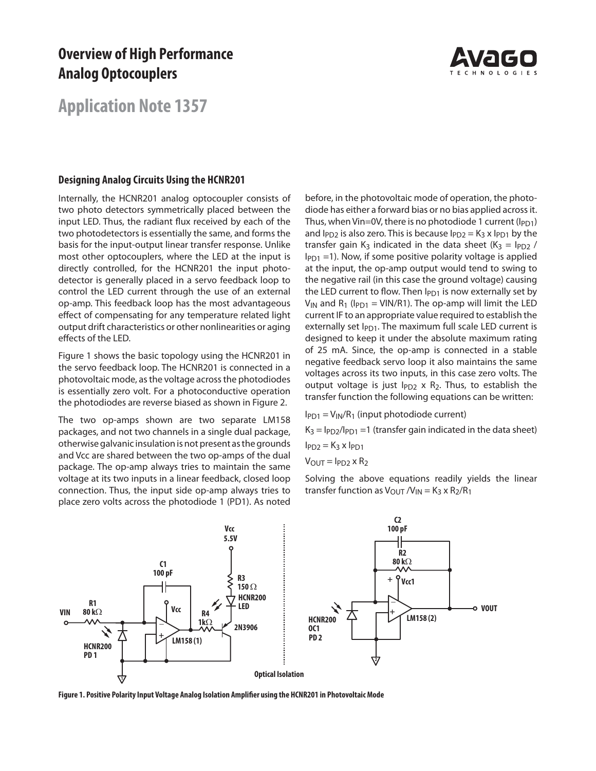# Overview of High Performance Analog Optocouplers

## Application Note 1357

### Designing Analog Circuits Using the HCNR201

Internally, the HCNR201 analog optocoupler consists of two photo detectors symmetrically placed between the input LED. Thus, the radiant flux received by each of the two photodetectors is essentially the same, and forms the basis for the input-output linear transfer response. Unlike most other optocouplers, where the LED at the input is directly controlled, for the HCNR201 the input photodetector is generally placed in a servo feedback loop to control the LED current through the use of an external op-amp. This feedback loop has the most advantageous effect of compensating for any temperature related light output drift characteristics or other nonlinearities or aging effects of the LED.

Figure 1 shows the basic topology using the HCNR201 in the servo feedback loop. The HCNR201 is connected in a photovoltaic mode, as the voltage across the photodiodes is essentially zero volt. For a photoconductive operation the photodiodes are reverse biased as shown in Figure 2.

The two op-amps shown are two separate LM158 packages, and not two channels in a single dual package, otherwise galvanic insulation is not present as the grounds and Vcc are shared between the two op-amps of the dual package. The op-amp always tries to maintain the same voltage at its two inputs in a linear feedback, closed loop connection. Thus, the input side op-amp always tries to place zero volts across the photodiode 1 (PD1). As noted before, in the photovoltaic mode of operation, the photodiode has either a forward bias or no bias applied across it. Thus, when Vin=0V, there is no photodiode 1 current ($I_{PD1}$) and $I_{PD2}$ is also zero. This is because $I_{PD2} = K_3 \times I_{PD1}$ by the transfer gain $K_3$ indicated in the data sheet ($K_3 = I_{PD2} / I_{PD1} = 1$). Now, if some positive polarity voltage is applied at the input, the op-amp output would tend to swing to the negative rail (in this case the ground voltage) causing the LED current to flow. Then $I_{PD1}$ is now externally set by $V_{IN}$ and $R_1$ ($I_{PD1} = VIN/R1$). The op-amp will limit the LED current IF to an appropriate value required to establish the externally set $I_{PD1}$. The maximum full scale LED current is designed to keep it under the absolute maximum rating of 25 mA. Since, the op-amp is connected in a stable negative feedback servo loop it also maintains the same voltages across its two inputs, in this case zero volts. The output voltage is just $I_{PD2} \times R_2$. Thus, to establish the transfer function the following equations can be written:

$I_{PD1} = V_{IN}/R_1$ (input photodiode current)

$K_3 = I_{PD2}/I_{PD1} = 1$ (transfer gain indicated in the data sheet)

$I_{PD2} = K_3 \times I_{PD1}$

$V_{OUT} = I_{PD2} \times R_2$

Solving the above equations readily yields the linear transfer function as $V_{OUT} / V_{IN} = K_3 \times R_2/R_1$

**Figure 1. Positive Polarity Input Voltage Analog Isolation Amplifier using the HCNR201 in Photovoltaic Mode**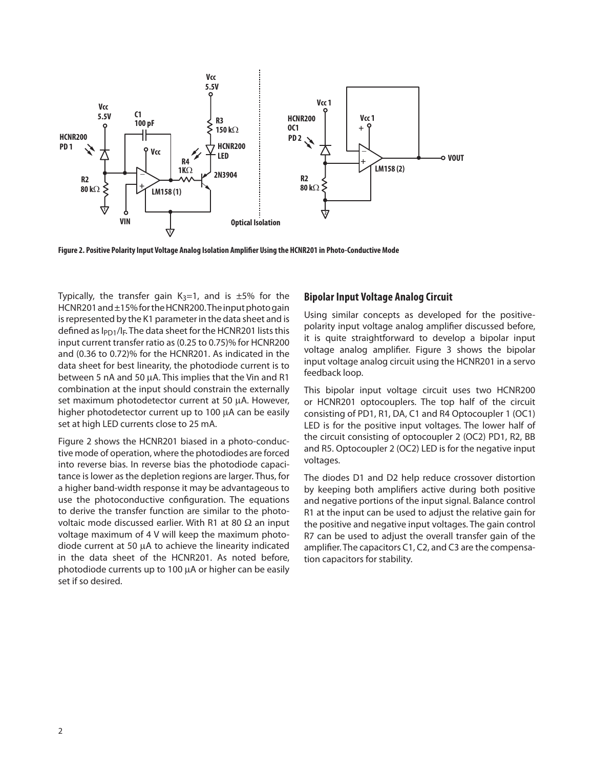Figure 2. Positive Polarity Input Voltage Analog Isolation Amplifier Using the HCNR201 in Photo-Conductive Mode

Typically, the transfer gain $K_3$=1, and is ±5% for the HCNR201 and ±15% for the HCNR200. The input photo gain is represented by the K1 parameter in the data sheet and is defined as $I_{PD1}/I_F$. The data sheet for the HCNR201 lists this input current transfer ratio as (0.25 to 0.75)% for HCNR200 and (0.36 to 0.72)% for the HCNR201. As indicated in the data sheet for best linearity, the photodiode current is to between 5 nA and 50 μA. This implies that the Vin and R1 combination at the input should constrain the externally set maximum photodetector current at 50 μA. However, higher photodetector current up to 100 μA can be easily set at high LED currents close to 25 mA.

Figure 2 shows the HCNR201 biased in a photo-conductive mode of operation, where the photodiodes are forced into reverse bias. In reverse bias the photodiode capacitance is lower as the depletion regions are larger. Thus, for a higher band-width response it may be advantageous to use the photoconductive configuration. The equations to derive the transfer function are similar to the photovoltaic mode discussed earlier. With R1 at 80 Ω an input voltage maximum of 4 V will keep the maximum photodiode current at 50 μA to achieve the linearity indicated in the data sheet of the HCNR201. As noted before, photodiode currents up to 100 μA or higher can be easily set if so desired.

## Bipolar Input Voltage Analog Circuit

Using similar concepts as developed for the positive-polarity input voltage analog amplifier discussed before, it is quite straightforward to develop a bipolar input voltage analog amplifier. Figure 3 shows the bipolar input voltage analog circuit using the HCNR201 in a servo feedback loop.

This bipolar input voltage circuit uses two HCNR200 or HCNR201 optocouplers. The top half of the circuit consisting of PD1, R1, DA, C1 and R4 Optocoupler 1 (OC1) LED is for the positive input voltages. The lower half of the circuit consisting of optocoupler 2 (OC2) PD1, R2, BB and R5. Optocoupler 2 (OC2) LED is for the negative input voltages.

The diodes D1 and D2 help reduce crossover distortion by keeping both amplifiers active during both positive and negative portions of the input signal. Balance control R1 at the input can be used to adjust the relative gain for the positive and negative input voltages. The gain control R7 can be used to adjust the overall transfer gain of the amplifier. The capacitors C1, C2, and C3 are the compensation capacitors for stability.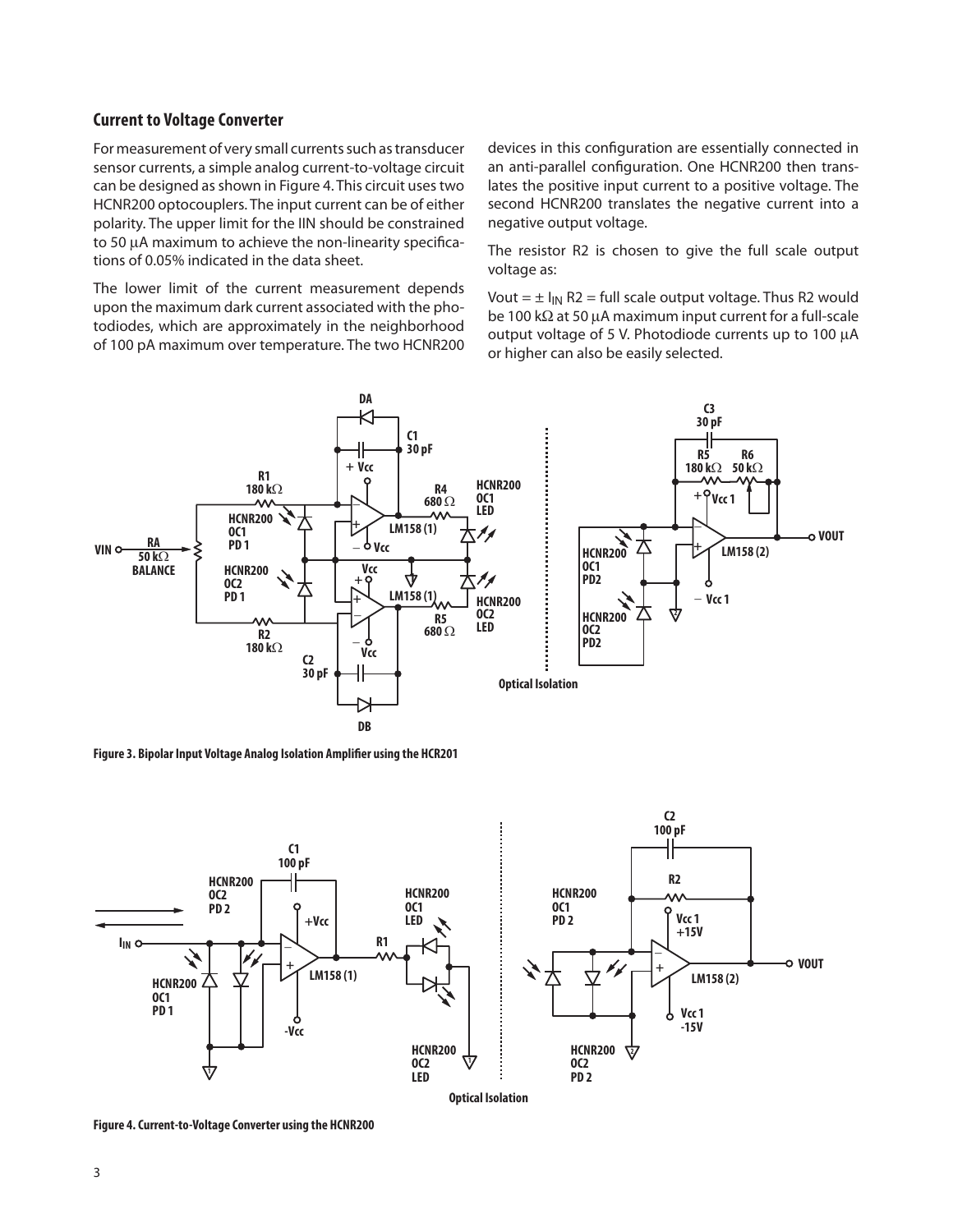## Current to Voltage Converter

For measurement of very small currents such as transducer sensor currents, a simple analog current-to-voltage circuit can be designed as shown in Figure 4. This circuit uses two HCNR200 optocouplers. The input current can be of either polarity. The upper limit for the IIN should be constrained to 50 μA maximum to achieve the non-linearity specifications of 0.05% indicated in the data sheet.

The lower limit of the current measurement depends upon the maximum dark current associated with the photodiodes, which are approximately in the neighborhood of 100 pA maximum over temperature. The two HCNR200 devices in this configuration are essentially connected in an anti-parallel configuration. One HCNR200 then translates the positive input current to a positive voltage. The second HCNR200 translates the negative current into a negative output voltage.

The resistor R2 is chosen to give the full scale output voltage as:

$V_{out} = \pm I_{IN} R2$ = full scale output voltage. Thus R2 would be 100 kΩ at 50 μA maximum input current for a full-scale output voltage of 5 V. Photodiode currents up to 100 μA or higher can also be easily selected.

**Figure 3. Bipolar Input Voltage Analog Isolation Amplifier using the HCR201**

**Figure 4. Current-to-Voltage Converter using the HCNR200**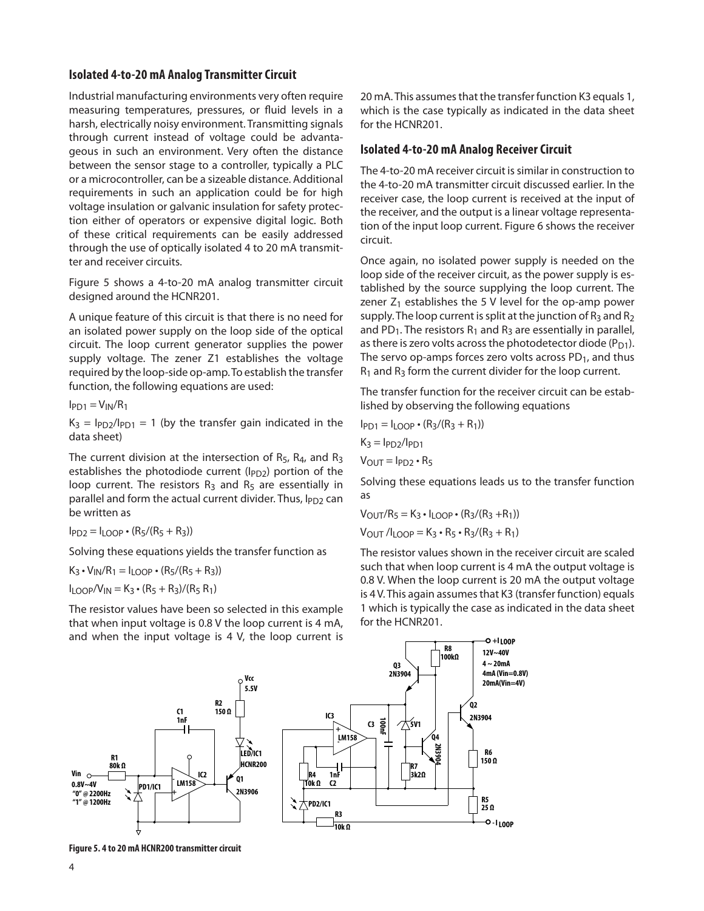### Isolated 4-to-20 mA Analog Transmitter Circuit

Industrial manufacturing environments very often require measuring temperatures, pressures, or fluid levels in a harsh, electrically noisy environment. Transmitting signals through current instead of voltage could be advantageous in such an environment. Very often the distance between the sensor stage to a controller, typically a PLC or a microcontroller, can be a sizeable distance. Additional requirements in such an application could be for high voltage insulation or galvanic insulation for safety protection either of operators or expensive digital logic. Both of these critical requirements can be easily addressed through the use of optically isolated 4 to 20 mA transmitter and receiver circuits.

Figure 5 shows a 4-to-20 mA analog transmitter circuit designed around the HCNR201.

A unique feature of this circuit is that there is no need for an isolated power supply on the loop side of the optical circuit. The loop current generator supplies the power supply voltage. The zener Z1 establishes the voltage required by the loop-side op-amp. To establish the transfer function, the following equations are used:

$I_{PD1} = V_{IN}/R_1$

$K_3 = I_{PD2}/I_{PD1} = 1$ (by the transfer gain indicated in the data sheet)

The current division at the intersection of $R_5$, $R_4$, and $R_3$ establishes the photodiode current ($I_{PD2}$) portion of the loop current. The resistors $R_3$ and $R_5$ are essentially in parallel and form the actual current divider. Thus, $I_{PD2}$ can be written as

$I_{PD2} = I_{LOOP} \cdot (R_5/(R_5 + R_3))$

Solving these equations yields the transfer function as

$K_3 \cdot V_{IN}/R_1 = I_{LOOP} \cdot (R_5/(R_5 + R_3))$

$I_{LOOP}/V_{IN} = K_3 \cdot (R_5 + R_3)/(R_5 R_1)$

The resistor values have been so selected in this example that when input voltage is 0.8 V the loop current is 4 mA, and when the input voltage is 4 V, the loop current is 20 mA. This assumes that the transfer function K3 equals 1, which is the case typically as indicated in the data sheet for the HCNR201.

### Isolated 4-to-20 mA Analog Receiver Circuit

The 4-to-20 mA receiver circuit is similar in construction to the 4-to-20 mA transmitter circuit discussed earlier. In the receiver case, the loop current is received at the input of the receiver, and the output is a linear voltage representation of the input loop current. Figure 6 shows the receiver circuit.

Once again, no isolated power supply is needed on the loop side of the receiver circuit, as the power supply is established by the source supplying the loop current. The zener $Z_1$ establishes the 5 V level for the op-amp power supply. The loop current is split at the junction of $R_3$ and $R_2$ and $PD_1$. The resistors $R_1$ and $R_3$ are essentially in parallel, as there is zero volts across the photodetector diode ($P_{D1}$). The servo op-amps forces zero volts across $PD_1$, and thus $R_1$ and $R_3$ form the current divider for the loop current.

The transfer function for the receiver circuit can be established by observing the following equations

$I_{PD1} = I_{LOOP} \cdot (R_3/(R_3 + R_1))$

$K_3 = I_{PD2}/I_{PD1}$

$V_{OUT} = I_{PD2} \cdot R_5$

Solving these equations leads us to the transfer function as

$V_{OUT}/R_5 = K_3 \cdot I_{LOOP} \cdot (R_3/(R_3 + R_1))$

$V_{OUT}/I_{LOOP} = K_3 \cdot R_5 \cdot R_3/(R_3 + R_1)$

The resistor values shown in the receiver circuit are scaled such that when loop current is 4 mA the output voltage is 0.8 V. When the loop current is 20 mA the output voltage is 4 V. This again assumes that K3 (transfer function) equals 1 which is typically the case as indicated in the data sheet for the HCNR201.

Figure 5. 4 to 20 mA HCNR200 transmitter circuit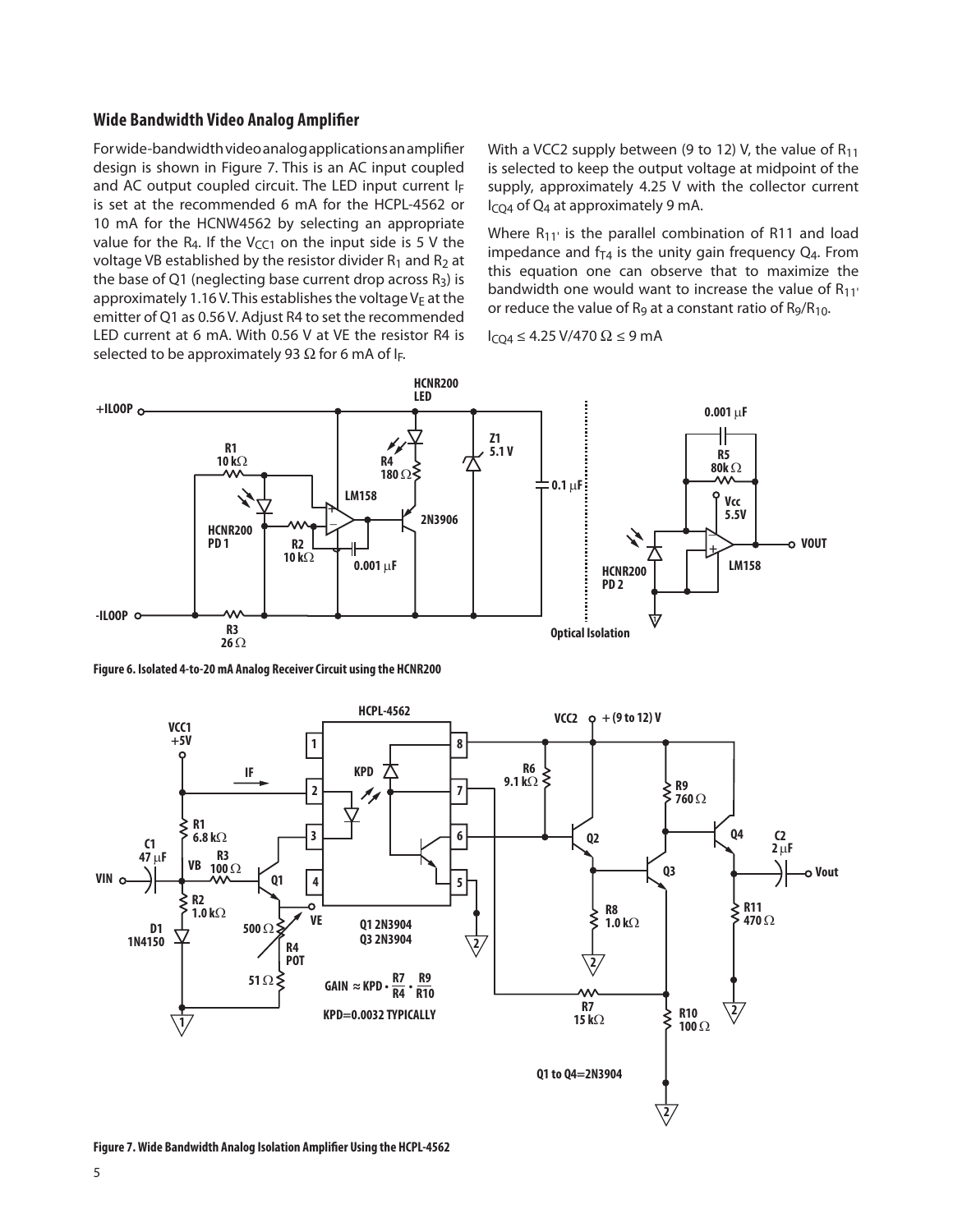## Wide Bandwidth Video Analog Amplifier

For wide-bandwidth video analog applications an amplifier design is shown in Figure 7. This is an AC input coupled and AC output coupled circuit. The LED input current $I_F$ is set at the recommended 6 mA for the HCPL-4562 or 10 mA for the HCNW4562 by selecting an appropriate value for the $R_4$. If the $V_{CC1}$ on the input side is 5 V the voltage VB established by the resistor divider $R_1$ and $R_2$ at the base of Q1 (neglecting base current drop across $R_3$) is approximately 1.16 V. This establishes the voltage $V_E$ at the emitter of Q1 as 0.56 V. Adjust R4 to set the recommended LED current at 6 mA. With 0.56 V at VE the resistor R4 is selected to be approximately 93 Ω for 6 mA of $I_F$.

With a VCC2 supply between (9 to 12) V, the value of $R_{11}$ is selected to keep the output voltage at midpoint of the supply, approximately 4.25 V with the collector current $I_{CQ4}$ of $Q_4$ at approximately 9 mA.

Where $R_{11'}$ is the parallel combination of R11 and load impedance and $f_{T4}$ is the unity gain frequency $Q_4$. From this equation one can observe that to maximize the bandwidth one would want to increase the value of $R_{11'}$ or reduce the value of $R_9$ at a constant ratio of $R_9/R_{10}$.

$I_{CQ4} \leq 4.25\ \text{V}/470\ \Omega \leq 9\ \text{mA}$

Figure 6. Isolated 4-to-20 mA Analog Receiver Circuit using the HCNR200

$$\text{GAIN} \approx \text{KPD} \cdot \frac{R7}{R4} \cdot \frac{R9}{R10}$$

KPD=0.0032 TYPICALLY

Figure 7. Wide Bandwidth Analog Isolation Amplifier Using the HCPL-4562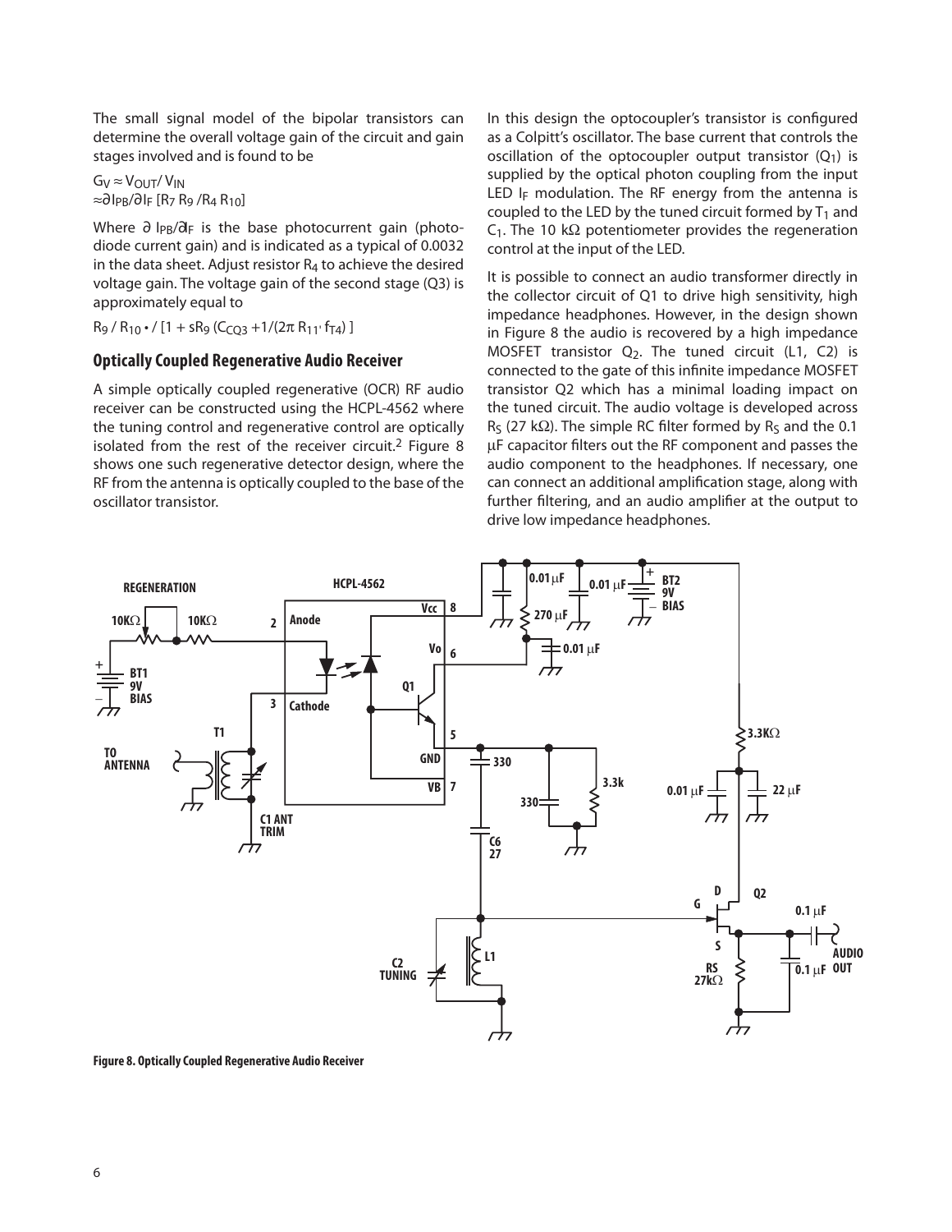The small signal model of the bipolar transistors can determine the overall voltage gain of the circuit and gain stages involved and is found to be

$G_V \approx V_{OUT}/V_{IN}$
$\approx \partial I_{PB}/\partial I_F \, [R_7 R_9 / R_4 R_{10}]$

Where $\partial I_{PB}/\partial I_F$ is the base photocurrent gain (photodiode current gain) and is indicated as a typical of 0.0032 in the data sheet. Adjust resistor $R_4$ to achieve the desired voltage gain. The voltage gain of the second stage (Q3) is approximately equal to

$R_9 / R_{10} \cdot / [1 + sR_9 (C_{CQ3} + 1/(2\pi R_{11} \cdot f_{T4}) ]$

## Optically Coupled Regenerative Audio Receiver

A simple optically coupled regenerative (OCR) RF audio receiver can be constructed using the HCPL-4562 where the tuning control and regenerative control are optically isolated from the rest of the receiver circuit.[2] Figure 8 shows one such regenerative detector design, where the RF from the antenna is optically coupled to the base of the oscillator transistor.

In this design the optocoupler's transistor is configured as a Colpitt's oscillator. The base current that controls the oscillation of the optocoupler output transistor ($Q_1$) is supplied by the optical photon coupling from the input LED $I_F$ modulation. The RF energy from the antenna is coupled to the LED by the tuned circuit formed by $T_1$ and $C_1$. The 10 kΩ potentiometer provides the regeneration control at the input of the LED.

It is possible to connect an audio transformer directly in the collector circuit of Q1 to drive high sensitivity, high impedance headphones. However, in the design shown in Figure 8 the audio is recovered by a high impedance MOSFET transistor $Q_2$. The tuned circuit (L1, C2) is connected to the gate of this infinite impedance MOSFET transistor Q2 which has a minimal loading impact on the tuned circuit. The audio voltage is developed across $R_S$ (27 kΩ). The simple RC filter formed by $R_S$ and the 0.1 µF capacitor filters out the RF component and passes the audio component to the headphones. If necessary, one can connect an additional amplification stage, along with further filtering, and an audio amplifier at the output to drive low impedance headphones.

**Figure 8. Optically Coupled Regenerative Audio Receiver**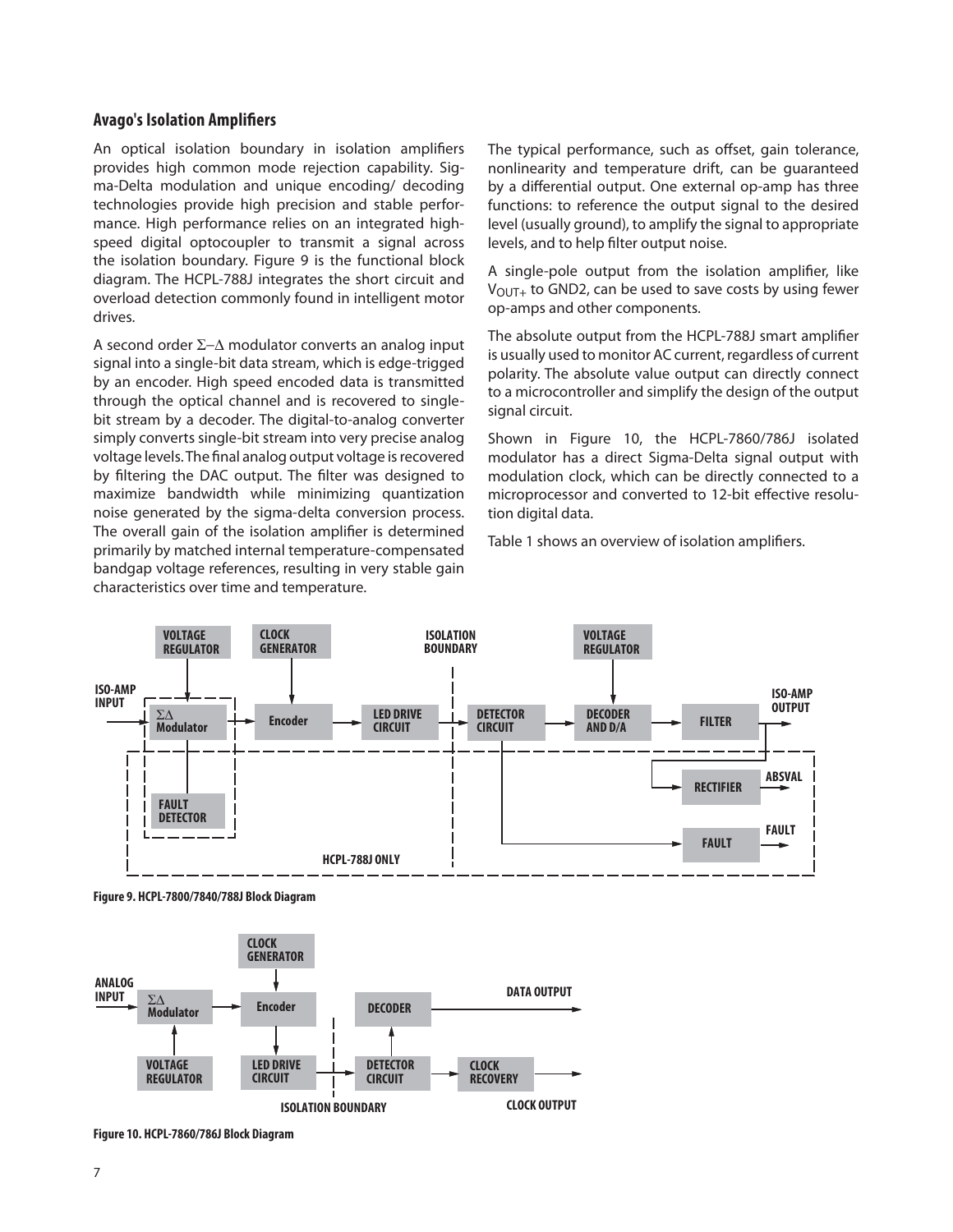## Avago's Isolation Amplifiers

An optical isolation boundary in isolation amplifiers provides high common mode rejection capability. Sigma-Delta modulation and unique encoding/ decoding technologies provide high precision and stable performance. High performance relies on an integrated high-speed digital optocoupler to transmit a signal across the isolation boundary. Figure 9 is the functional block diagram. The HCPL-788J integrates the short circuit and overload detection commonly found in intelligent motor drives.

A second order $\Sigma-\Delta$ modulator converts an analog input signal into a single-bit data stream, which is edge-trigged by an encoder. High speed encoded data is transmitted through the optical channel and is recovered to single-bit stream by a decoder. The digital-to-analog converter simply converts single-bit stream into very precise analog voltage levels. The final analog output voltage is recovered by filtering the DAC output. The filter was designed to maximize bandwidth while minimizing quantization noise generated by the sigma-delta conversion process. The overall gain of the isolation amplifier is determined primarily by matched internal temperature-compensated bandgap voltage references, resulting in very stable gain characteristics over time and temperature.

The typical performance, such as offset, gain tolerance, nonlinearity and temperature drift, can be guaranteed by a differential output. One external op-amp has three functions: to reference the output signal to the desired level (usually ground), to amplify the signal to appropriate levels, and to help filter output noise.

A single-pole output from the isolation amplifier, like $V_{OUT+}$ to GND2, can be used to save costs by using fewer op-amps and other components.

The absolute output from the HCPL-788J smart amplifier is usually used to monitor AC current, regardless of current polarity. The absolute value output can directly connect to a microcontroller and simplify the design of the output signal circuit.

Shown in Figure 10, the HCPL-7860/786J isolated modulator has a direct Sigma-Delta signal output with modulation clock, which can be directly connected to a microprocessor and converted to 12-bit effective resolution digital data.

Table 1 shows an overview of isolation amplifiers.

Figure 9. HCPL-7800/7840/788J Block Diagram

Figure 10. HCPL-7860/786J Block Diagram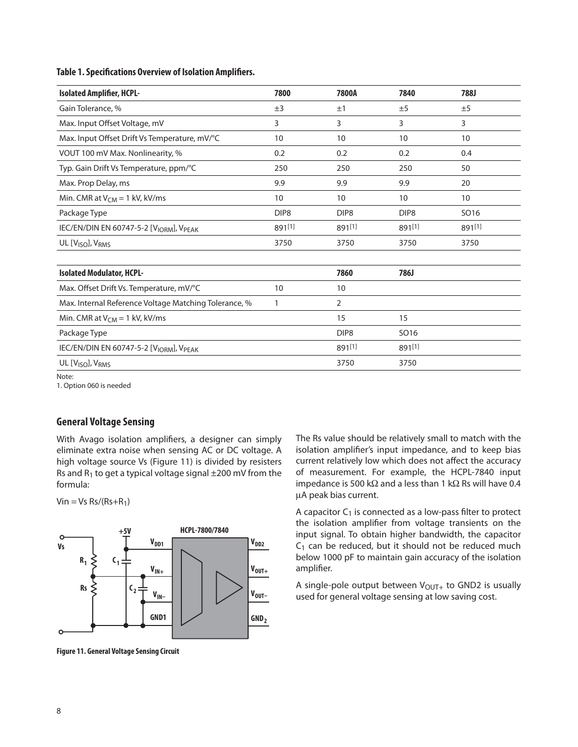**Table 1. Specifications Overview of Isolation Amplifiers.**

| Isolated Amplifier, HCPL- | 7800 | 7800A | 7840 | 788J |
|---|---|---|---|---|
| Gain Tolerance, % | ±3 | ±1 | ±5 | ±5 |
| Max. Input Offset Voltage, mV | 3 | 3 | 3 | 3 |
| Max. Input Offset Drift Vs Temperature, mV/°C | 10 | 10 | 10 | 10 |
| VOUT 100 mV Max. Nonlinearity, % | 0.2 | 0.2 | 0.2 | 0.4 |
| Typ. Gain Drift Vs Temperature, ppm/°C | 250 | 250 | 250 | 50 |
| Max. Prop Delay, ms | 9.9 | 9.9 | 9.9 | 20 |
| Min. CMR at $V_{CM}$ = 1 kV, kV/ms | 10 | 10 | 10 | 10 |
| Package Type | DIP8 | DIP8 | DIP8 | SO16 |
| IEC/EN/DIN EN 60747-5-2 [$V_{IORM}$], $V_{PEAK}$ | 891[1] | 891[1] | 891[1] | 891[1] |
| UL [$V_{ISO}$], $V_{RMS}$ | 3750 | 3750 | 3750 | 3750 |

| Isolated Modulator, HCPL- | | 7860 | 786J |
|---|---|---|---|
| Max. Offset Drift Vs. Temperature, mV/°C | 10 | 10 | |
| Max. Internal Reference Voltage Matching Tolerance, % | 1 | 2 | |
| Min. CMR at $V_{CM}$ = 1 kV, kV/ms | | 15 | 15 |
| Package Type | | DIP8 | SO16 |
| IEC/EN/DIN EN 60747-5-2 [$V_{IORM}$], $V_{PEAK}$ | | 891[1] | 891[1] |
| UL [$V_{ISO}$], $V_{RMS}$ | | 3750 | 3750 |

Note:
1. Option 060 is needed

## General Voltage Sensing

With Avago isolation amplifiers, a designer can simply eliminate extra noise when sensing AC or DC voltage. A high voltage source Vs (Figure 11) is divided by resisters Rs and $R_1$ to get a typical voltage signal ±200 mV from the formula:

$Vin = Vs\ Rs/(Rs+R_1)$

**Figure 11. General Voltage Sensing Circuit**

The Rs value should be relatively small to match with the isolation amplifier's input impedance, and to keep bias current relatively low which does not affect the accuracy of measurement. For example, the HCPL-7840 input impedance is 500 kΩ and a less than 1 kΩ Rs will have 0.4 µA peak bias current.

A capacitor $C_1$ is connected as a low-pass filter to protect the isolation amplifier from voltage transients on the input signal. To obtain higher bandwidth, the capacitor $C_1$ can be reduced, but it should not be reduced much below 1000 pF to maintain gain accuracy of the isolation amplifier.

A single-pole output between $V_{OUT+}$ to GND2 is usually used for general voltage sensing at low saving cost.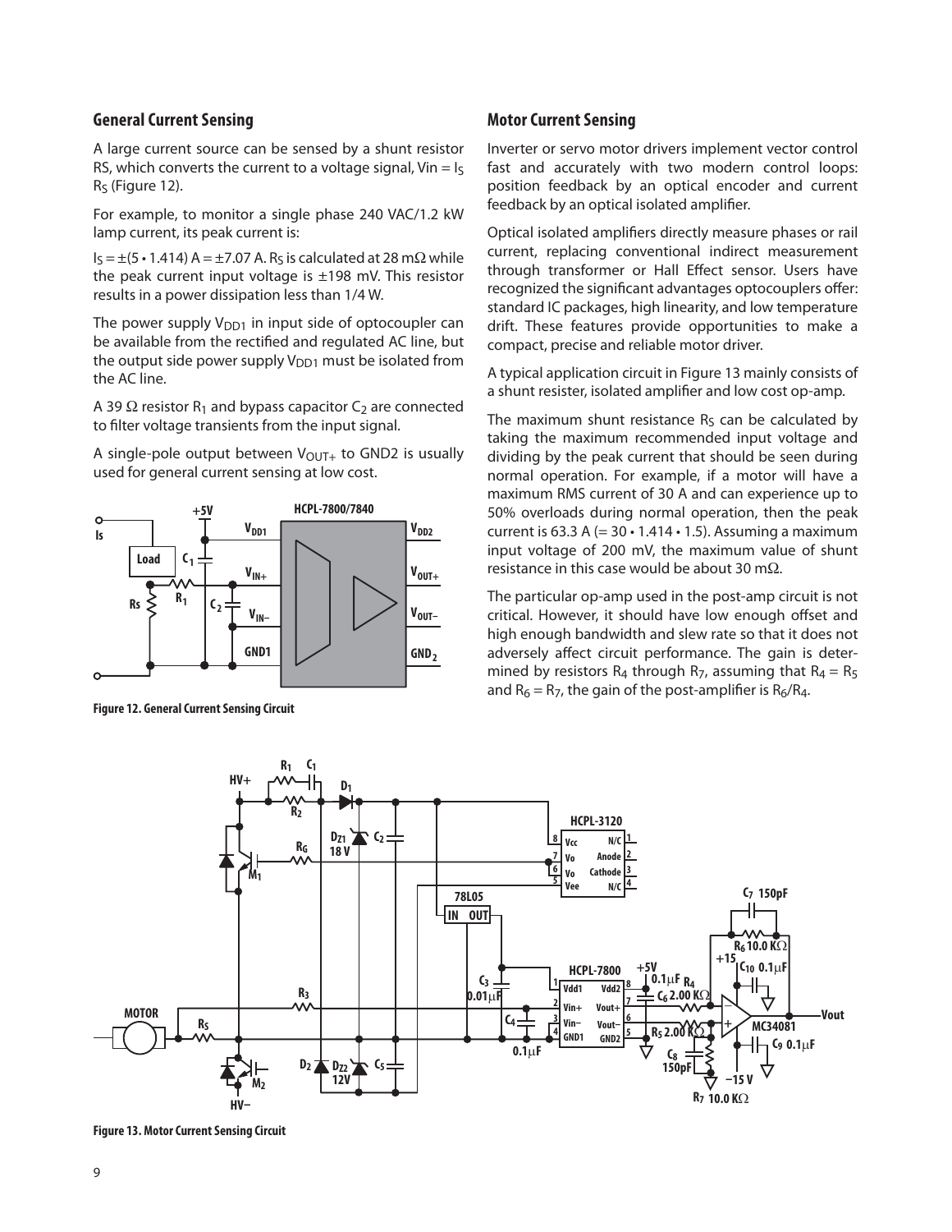## General Current Sensing

A large current source can be sensed by a shunt resistor RS, which converts the current to a voltage signal, Vin = $I_S$ $R_S$ (Figure 12).

For example, to monitor a single phase 240 VAC/1.2 kW lamp current, its peak current is:

$I_S = \pm(5 \cdot 1.414)$ A = ±7.07 A. $R_S$ is calculated at 28 mΩ while the peak current input voltage is ±198 mV. This resistor results in a power dissipation less than 1/4 W.

The power supply $V_{DD1}$ in input side of optocoupler can be available from the rectified and regulated AC line, but the output side power supply $V_{DD1}$ must be isolated from the AC line.

A 39 Ω resistor $R_1$ and bypass capacitor $C_2$ are connected to filter voltage transients from the input signal.

A single-pole output between $V_{OUT+}$ to GND2 is usually used for general current sensing at low cost.

**Figure 12. General Current Sensing Circuit**

## Motor Current Sensing

Inverter or servo motor drivers implement vector control fast and accurately with two modern control loops: position feedback by an optical encoder and current feedback by an optical isolated amplifier.

Optical isolated amplifiers directly measure phases or rail current, replacing conventional indirect measurement through transformer or Hall Effect sensor. Users have recognized the significant advantages optocouplers offer: standard IC packages, high linearity, and low temperature drift. These features provide opportunities to make a compact, precise and reliable motor driver.

A typical application circuit in Figure 13 mainly consists of a shunt resister, isolated amplifier and low cost op-amp.

The maximum shunt resistance $R_S$ can be calculated by taking the maximum recommended input voltage and dividing by the peak current that should be seen during normal operation. For example, if a motor will have a maximum RMS current of 30 A and can experience up to 50% overloads during normal operation, then the peak current is 63.3 A (= 30 • 1.414 • 1.5). Assuming a maximum input voltage of 200 mV, the maximum value of shunt resistance in this case would be about 30 mΩ.

The particular op-amp used in the post-amp circuit is not critical. However, it should have low enough offset and high enough bandwidth and slew rate so that it does not adversely affect circuit performance. The gain is determined by resistors $R_4$ through $R_7$, assuming that $R_4 = R_5$ and $R_6 = R_7$, the gain of the post-amplifier is $R_6/R_4$.

**Figure 13. Motor Current Sensing Circuit**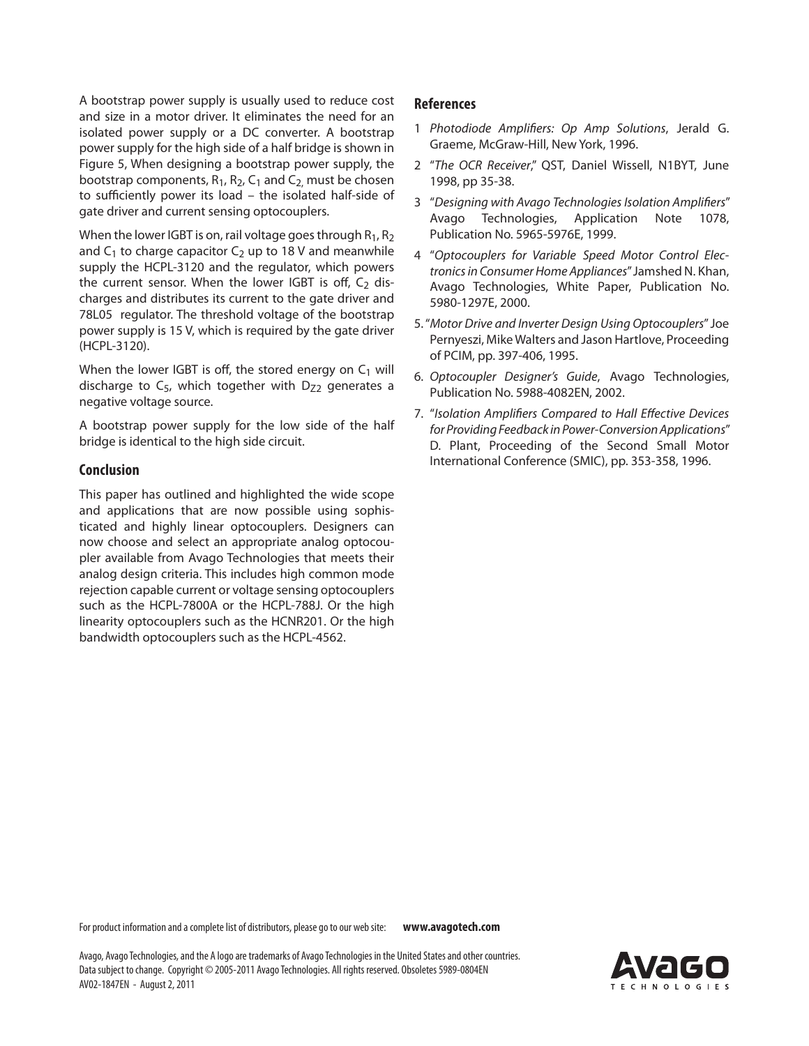A bootstrap power supply is usually used to reduce cost and size in a motor driver. It eliminates the need for an isolated power supply or a DC converter. A bootstrap power supply for the high side of a half bridge is shown in Figure 5, When designing a bootstrap power supply, the bootstrap components, $R_1$, $R_2$, $C_1$ and $C_2$, must be chosen to sufficiently power its load – the isolated half-side of gate driver and current sensing optocouplers.

When the lower IGBT is on, rail voltage goes through $R_1$, $R_2$ and $C_1$ to charge capacitor $C_2$ up to 18 V and meanwhile supply the HCPL-3120 and the regulator, which powers the current sensor. When the lower IGBT is off, $C_2$ discharges and distributes its current to the gate driver and 78L05 regulator. The threshold voltage of the bootstrap power supply is 15 V, which is required by the gate driver (HCPL-3120).

When the lower IGBT is off, the stored energy on $C_1$ will discharge to $C_5$, which together with $D_{Z2}$ generates a negative voltage source.

A bootstrap power supply for the low side of the half bridge is identical to the high side circuit.

## Conclusion

This paper has outlined and highlighted the wide scope and applications that are now possible using sophisticated and highly linear optocouplers. Designers can now choose and select an appropriate analog optocoupler available from Avago Technologies that meets their analog design criteria. This includes high common mode rejection capable current or voltage sensing optocouplers such as the HCPL-7800A or the HCPL-788J. Or the high linearity optocouplers such as the HCNR201. Or the high bandwidth optocouplers such as the HCPL-4562.

## References

1. *Photodiode Amplifiers: Op Amp Solutions*, Jerald G. Graeme, McGraw-Hill, New York, 1996.
2. "*The OCR Receiver*," QST, Daniel Wissell, N1BYT, June 1998, pp 35-38.
3. "*Designing with Avago Technologies Isolation Amplifiers*" Avago Technologies, Application Note 1078, Publication No. 5965-5976E, 1999.
4. "*Optocouplers for Variable Speed Motor Control Electronics in Consumer Home Appliances*" Jamshed N. Khan, Avago Technologies, White Paper, Publication No. 5980-1297E, 2000.
5. "*Motor Drive and Inverter Design Using Optocouplers*" Joe Pernyeszi, Mike Walters and Jason Hartlove, Proceeding of PCIM, pp. 397-406, 1995.
6. *Optocoupler Designer's Guide*, Avago Technologies, Publication No. 5988-4082EN, 2002.
7. "*Isolation Amplifiers Compared to Hall Effective Devices for Providing Feedback in Power-Conversion Applications*" D. Plant, Proceeding of the Second Small Motor International Conference (SMIC), pp. 353-358, 1996.

For product information and a complete list of distributors, please go to our web site: **www.avagotech.com**

Avago, Avago Technologies, and the A logo are trademarks of Avago Technologies in the United States and other countries.
Data subject to change. Copyright © 2005-2011 Avago Technologies. All rights reserved. Obsoletes 5989-0804EN
AV02-1847EN - August 2, 2011